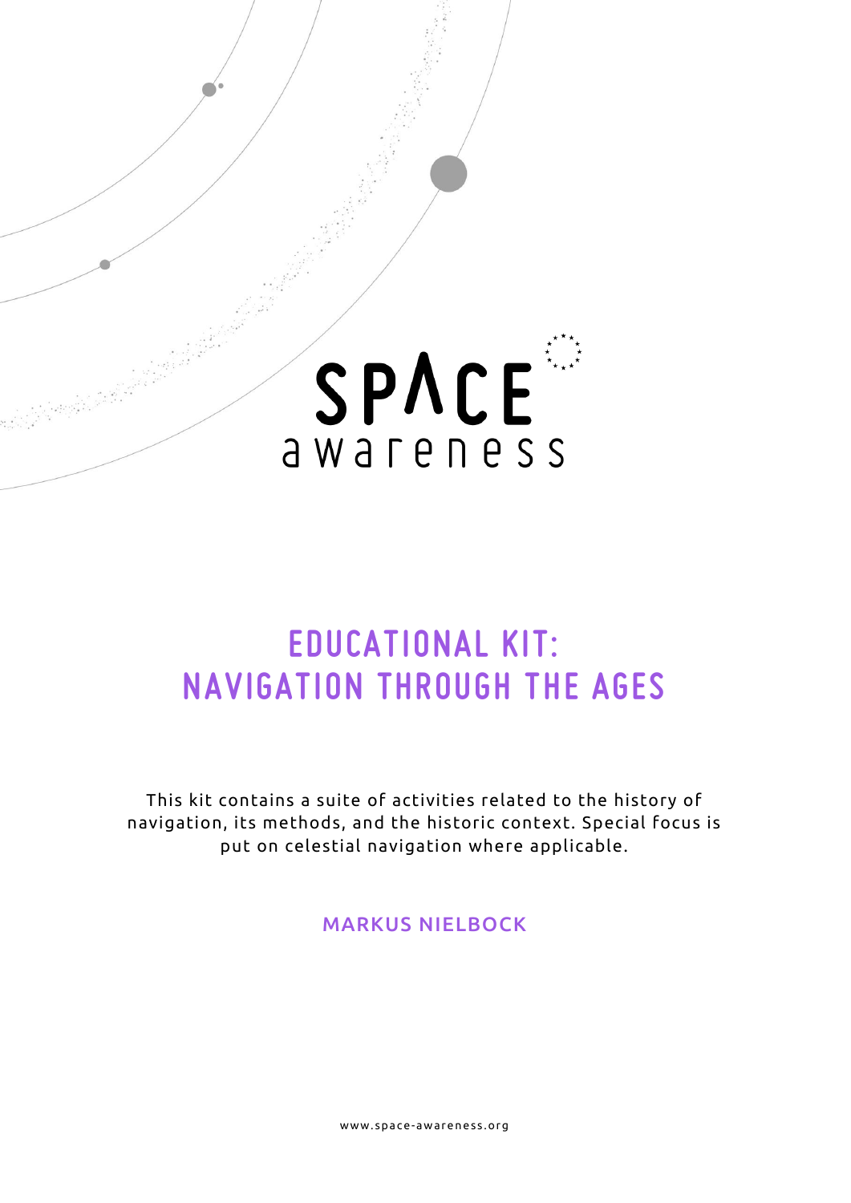SPACE awareness

# EDUCATIONAL KIT: NAVIGATION THROUGH THE AGES

This kit contains a suite of activities related to the history of navigation, its methods, and the historic context. Special focus is put on celestial navigation where applicable.

MARKUS NIELBOCK

www.space-awareness.org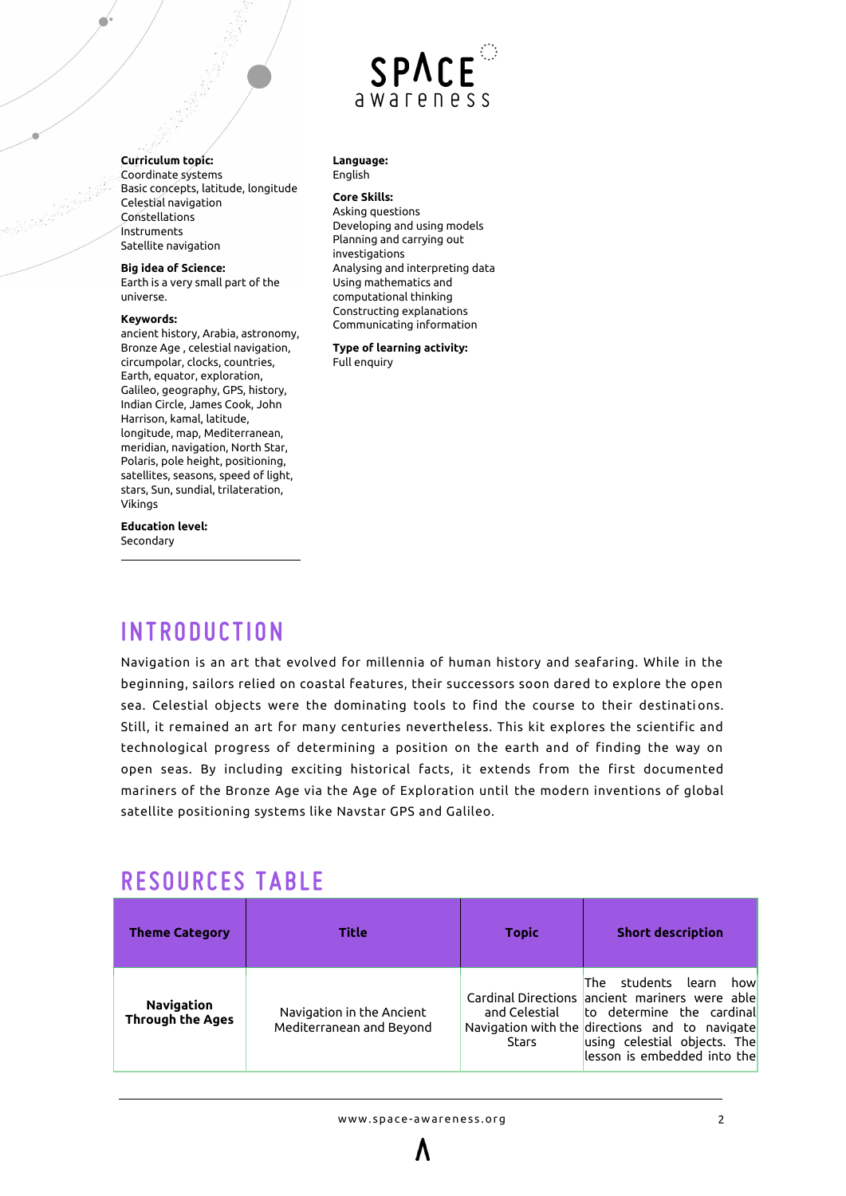**Curriculum topic:**
Coordinate systems
Basic concepts, latitude, longitude
Celestial navigation
Constellations
Instruments
Satellite navigation

**Big idea of Science:**
Earth is a very small part of the universe.

**Keywords:**
ancient history, Arabia, astronomy, Bronze Age , celestial navigation, circumpolar, clocks, countries, Earth, equator, exploration, Galileo, geography, GPS, history, Indian Circle, James Cook, John Harrison, kamal, latitude, longitude, map, Mediterranean, meridian, navigation, North Star, Polaris, pole height, positioning, satellites, seasons, speed of light, stars, Sun, sundial, trilateration, Vikings

**Education level:**
Secondary

**Language:**
English

**Core Skills:**
Asking questions
Developing and using models
Planning and carrying out investigations
Analysing and interpreting data
Using mathematics and computational thinking
Constructing explanations
Communicating information

**Type of learning activity:**
Full enquiry

# INTRODUCTION

Navigation is an art that evolved for millennia of human history and seafaring. While in the beginning, sailors relied on coastal features, their successors soon dared to explore the open sea. Celestial objects were the dominating tools to find the course to their destinations. Still, it remained an art for many centuries nevertheless. This kit explores the scientific and technological progress of determining a position on the earth and of finding the way on open seas. By including exciting historical facts, it extends from the first documented mariners of the Bronze Age via the Age of Exploration until the modern inventions of global satellite positioning systems like Navstar GPS and Galileo.

# RESOURCES TABLE

| Theme Category | Title | Topic | Short description |
|---|---|---|---|
| **Navigation Through the Ages** | Navigation in the Ancient Mediterranean and Beyond | Cardinal Directions and Celestial Navigation with the Stars | The students learn how ancient mariners were able to determine the cardinal directions and to navigate using celestial objects. The lesson is embedded into the |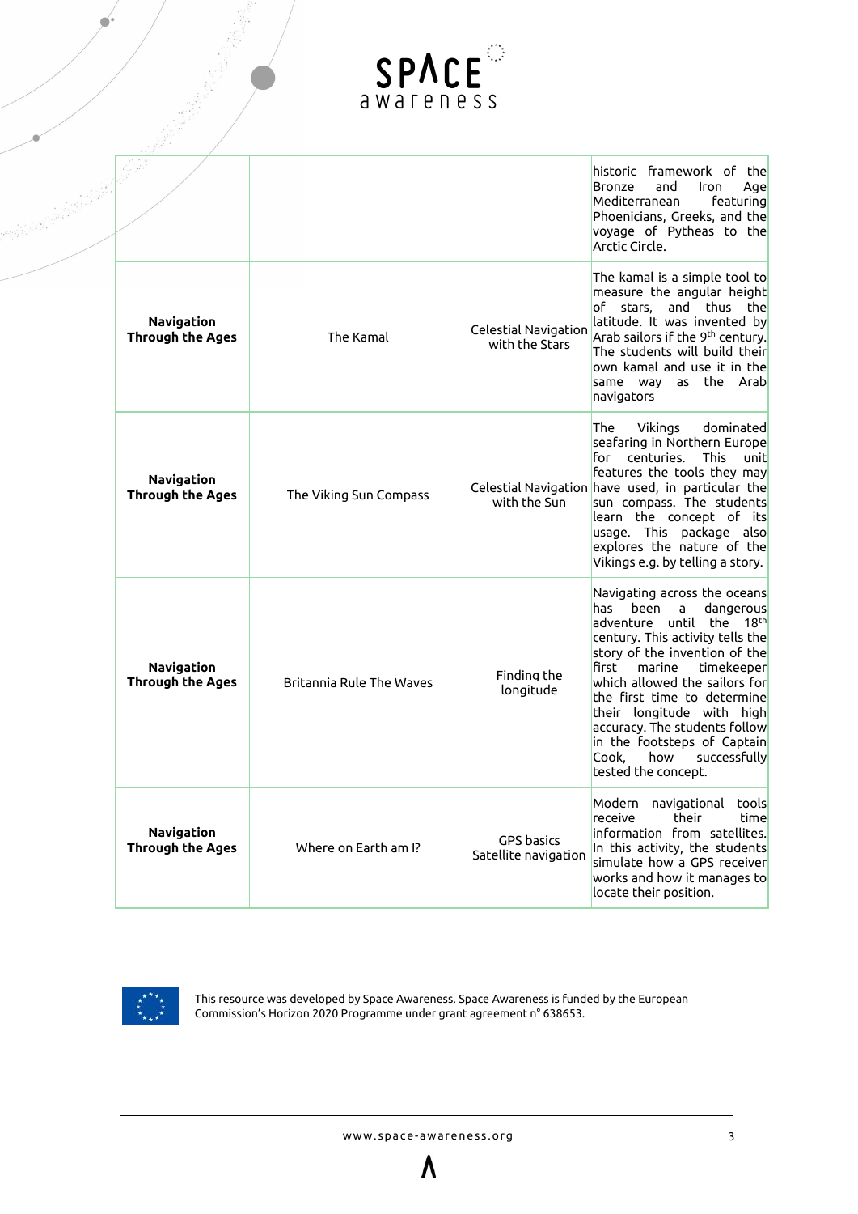| | | | |
|---|---|---|---|
| | | | historic framework of the Bronze and Iron Age Mediterranean featuring Phoenicians, Greeks, and the voyage of Pytheas to the Arctic Circle. |
| **Navigation Through the Ages** | The Kamal | Celestial Navigation with the Stars | The kamal is a simple tool to measure the angular height of stars, and thus the latitude. It was invented by Arab sailors if the 9th century. The students will build their own kamal and use it in the same way as the Arab navigators |
| **Navigation Through the Ages** | The Viking Sun Compass | Celestial Navigation with the Sun | The Vikings dominated seafaring in Northern Europe for centuries. This unit features the tools they may have used, in particular the sun compass. The students learn the concept of its usage. This package also explores the nature of the Vikings e.g. by telling a story. |
| **Navigation Through the Ages** | Britannia Rule The Waves | Finding the longitude | Navigating across the oceans has been a dangerous adventure until the 18th century. This activity tells the story of the invention of the first marine timekeeper which allowed the sailors for the first time to determine their longitude with high accuracy. The students follow in the footsteps of Captain Cook, how successfully tested the concept. |
| **Navigation Through the Ages** | Where on Earth am I? | GPS basics Satellite navigation | Modern navigational tools receive their time information from satellites. In this activity, the students simulate how a GPS receiver works and how it manages to locate their position. |

This resource was developed by Space Awareness. Space Awareness is funded by the European Commission's Horizon 2020 Programme under grant agreement n° 638653.